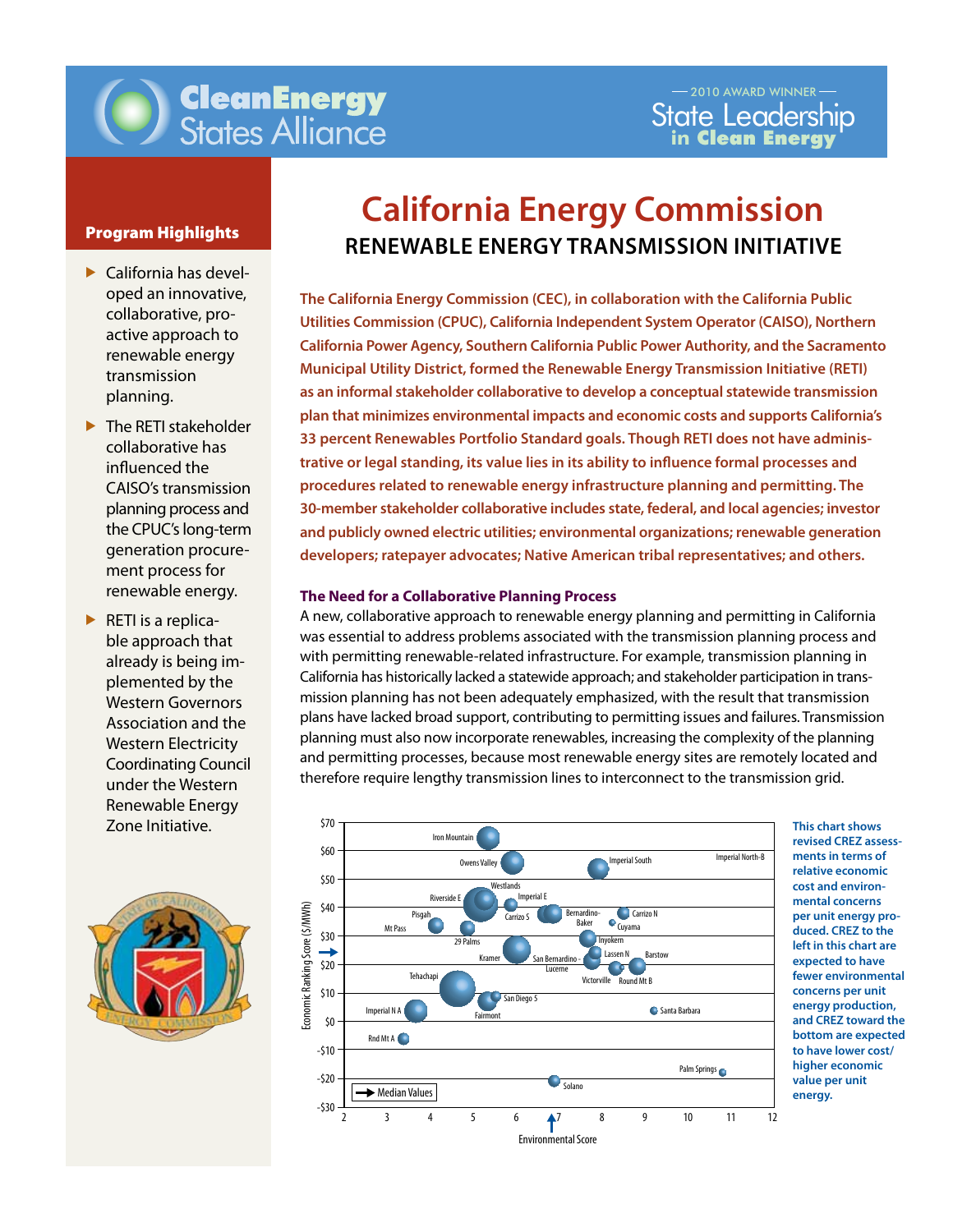CleanEnergy States Alliance

— 2010 AWARD WINNER — State Leadership in Clean Energy

# California Energy Commission

## RENEWABLE ENERGY TRANSMISSION INITIATIVE

**Program Highlights**

- California has developed an innovative, collaborative, proactive approach to renewable energy transmission planning.
- The RETI stakeholder collaborative has influenced the CAISO's transmission planning process and the CPUC's long-term generation procurement process for renewable energy.
- RETI is a replicable approach that already is being implemented by the Western Governors Association and the Western Electricity Coordinating Council under the Western Renewable Energy Zone Initiative.

**The California Energy Commission (CEC), in collaboration with the California Public Utilities Commission (CPUC), California Independent System Operator (CAISO), Northern California Power Agency, Southern California Public Power Authority, and the Sacramento Municipal Utility District, formed the Renewable Energy Transmission Initiative (RETI) as an informal stakeholder collaborative to develop a conceptual statewide transmission plan that minimizes environmental impacts and economic costs and supports California's 33 percent Renewables Portfolio Standard goals. Though RETI does not have administrative or legal standing, its value lies in its ability to influence formal processes and procedures related to renewable energy infrastructure planning and permitting. The 30-member stakeholder collaborative includes state, federal, and local agencies; investor and publicly owned electric utilities; environmental organizations; renewable generation developers; ratepayer advocates; Native American tribal representatives; and others.**

### The Need for a Collaborative Planning Process

A new, collaborative approach to renewable energy planning and permitting in California was essential to address problems associated with the transmission planning process and with permitting renewable-related infrastructure. For example, transmission planning in California has historically lacked a statewide approach; and stakeholder participation in transmission planning has not been adequately emphasized, with the result that transmission plans have lacked broad support, contributing to permitting issues and failures. Transmission planning must also now incorporate renewables, increasing the complexity of the planning and permitting processes, because most renewable energy sites are remotely located and therefore require lengthy transmission lines to interconnect to the transmission grid.

This chart shows revised CREZ assessments in terms of relative economic cost and environmental concerns per unit energy produced. CREZ to the left in this chart are expected to have fewer environmental concerns per unit energy production, and CREZ toward the bottom are expected to have lower cost/higher economic value per unit energy.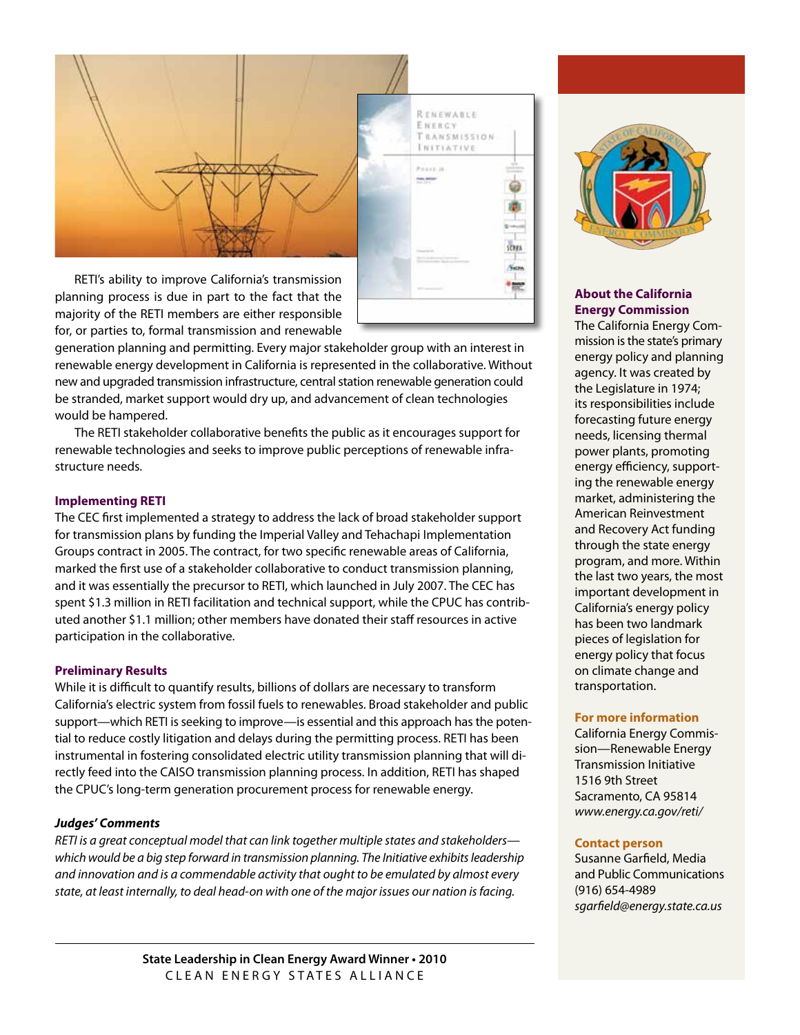RETI's ability to improve California's transmission planning process is due in part to the fact that the majority of the RETI members are either responsible for, or parties to, formal transmission and renewable generation planning and permitting. Every major stakeholder group with an interest in renewable energy development in California is represented in the collaborative. Without new and upgraded transmission infrastructure, central station renewable generation could be stranded, market support would dry up, and advancement of clean technologies would be hampered.

The RETI stakeholder collaborative benefits the public as it encourages support for renewable technologies and seeks to improve public perceptions of renewable infrastructure needs.

### Implementing RETI

The CEC first implemented a strategy to address the lack of broad stakeholder support for transmission plans by funding the Imperial Valley and Tehachapi Implementation Groups contract in 2005. The contract, for two specific renewable areas of California, marked the first use of a stakeholder collaborative to conduct transmission planning, and it was essentially the precursor to RETI, which launched in July 2007. The CEC has spent $1.3 million in RETI facilitation and technical support, while the CPUC has contributed another $1.1 million; other members have donated their staff resources in active participation in the collaborative.

### Preliminary Results

While it is difficult to quantify results, billions of dollars are necessary to transform California's electric system from fossil fuels to renewables. Broad stakeholder and public support—which RETI is seeking to improve—is essential and this approach has the potential to reduce costly litigation and delays during the permitting process. RETI has been instrumental in fostering consolidated electric utility transmission planning that will directly feed into the CAISO transmission planning process. In addition, RETI has shaped the CPUC's long-term generation procurement process for renewable energy.

### *Judges' Comments*

*RETI is a great conceptual model that can link together multiple states and stakeholders—which would be a big step forward in transmission planning. The Initiative exhibits leadership and innovation and is a commendable activity that ought to be emulated by almost every state, at least internally, to deal head-on with one of the major issues our nation is facing.*

### About the California Energy Commission

The California Energy Commission is the state's primary energy policy and planning agency. It was created by the Legislature in 1974; its responsibilities include forecasting future energy needs, licensing thermal power plants, promoting energy efficiency, supporting the renewable energy market, administering the American Reinvestment and Recovery Act funding through the state energy program, and more. Within the last two years, the most important development in California's energy policy has been two landmark pieces of legislation for energy policy that focus on climate change and transportation.

### For more information

California Energy Commission—Renewable Energy Transmission Initiative
1516 9th Street
Sacramento, CA 95814
*www.energy.ca.gov/reti/*

### Contact person

Susanne Garfield, Media and Public Communications
(916) 654-4989
*sgarfield@energy.state.ca.us*

**State Leadership in Clean Energy Award Winner • 2010**
CLEAN ENERGY STATES ALLIANCE